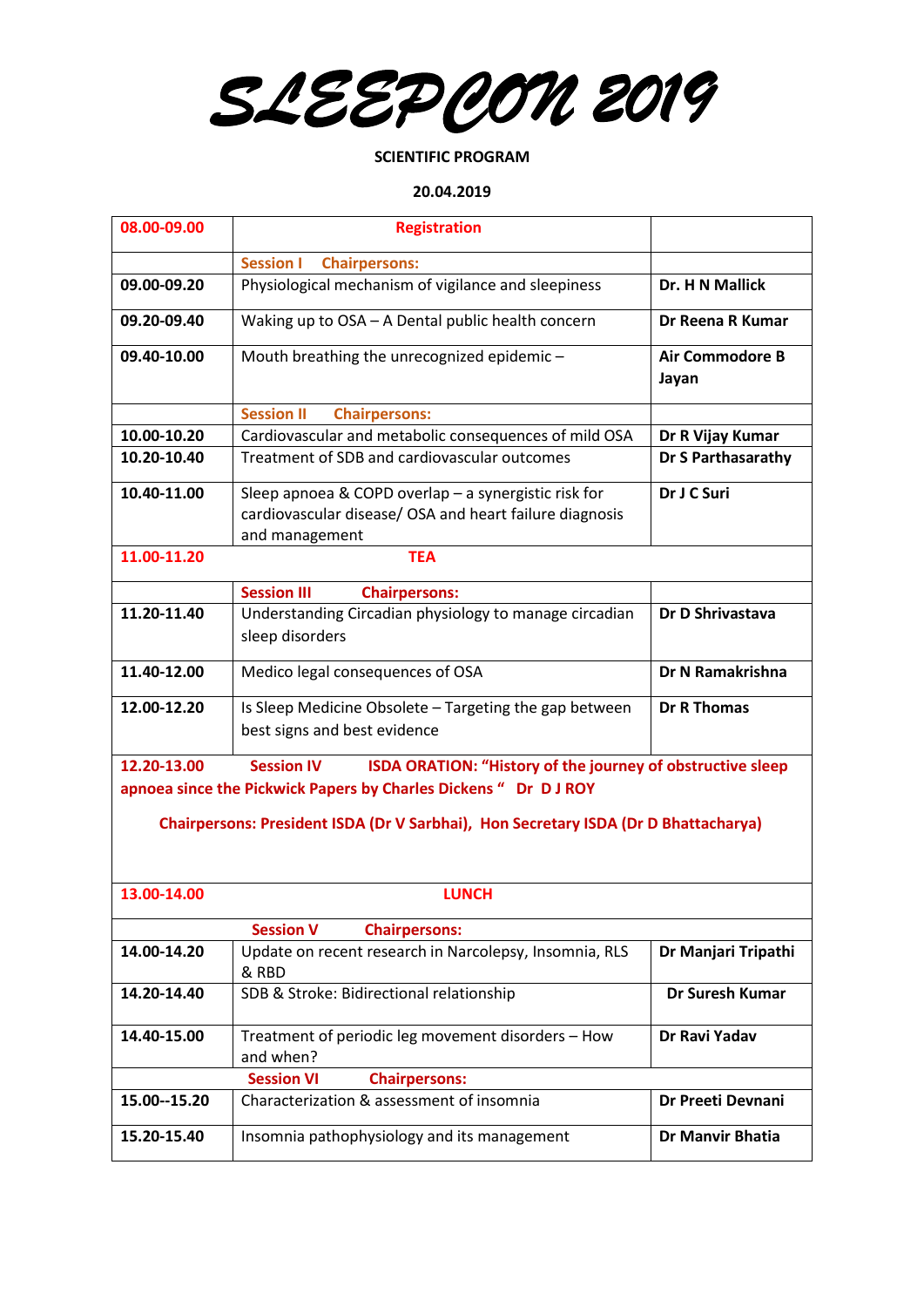# SLEEPCON 2019

**SCIENTIFIC PROGRAM**

**20.04.2019**

| | | |
|---|---|---|
| **08.00-09.00** | **Registration** | |
| | **Session I Chairpersons:** | |
| **09.00-09.20** | Physiological mechanism of vigilance and sleepiness | **Dr. H N Mallick** |
| **09.20-09.40** | Waking up to OSA – A Dental public health concern | **Dr Reena R Kumar** |
| **09.40-10.00** | Mouth breathing the unrecognized epidemic – | **Air Commodore B Jayan** |
| | **Session II Chairpersons:** | |
| **10.00-10.20** | Cardiovascular and metabolic consequences of mild OSA | **Dr R Vijay Kumar** |
| **10.20-10.40** | Treatment of SDB and cardiovascular outcomes | **Dr S Parthasarathy** |
| **10.40-11.00** | Sleep apnoea & COPD overlap – a synergistic risk for cardiovascular disease/ OSA and heart failure diagnosis and management | **Dr J C Suri** |
| **11.00-11.20** | **TEA** | |
| | **Session III Chairpersons:** | |
| **11.20-11.40** | Understanding Circadian physiology to manage circadian sleep disorders | **Dr D Shrivastava** |
| **11.40-12.00** | Medico legal consequences of OSA | **Dr N Ramakrishna** |
| **12.00-12.20** | Is Sleep Medicine Obsolete – Targeting the gap between best signs and best evidence | **Dr R Thomas** |
| **12.20-13.00** | **Session IV ISDA ORATION: "History of the journey of obstructive sleep apnoea since the Pickwick Papers by Charles Dickens " Dr D J ROY** <br> **Chairpersons: President ISDA (Dr V Sarbhai), Hon Secretary ISDA (Dr D Bhattacharya)** | |
| **13.00-14.00** | **LUNCH** | |
| | **Session V Chairpersons:** | |
| **14.00-14.20** | Update on recent research in Narcolepsy, Insomnia, RLS & RBD | **Dr Manjari Tripathi** |
| **14.20-14.40** | SDB & Stroke: Bidirectional relationship | **Dr Suresh Kumar** |
| **14.40-15.00** | Treatment of periodic leg movement disorders – How and when? | **Dr Ravi Yadav** |
| | **Session VI Chairpersons:** | |
| **15.00--15.20** | Characterization & assessment of insomnia | **Dr Preeti Devnani** |
| **15.20-15.40** | Insomnia pathophysiology and its management | **Dr Manvir Bhatia** |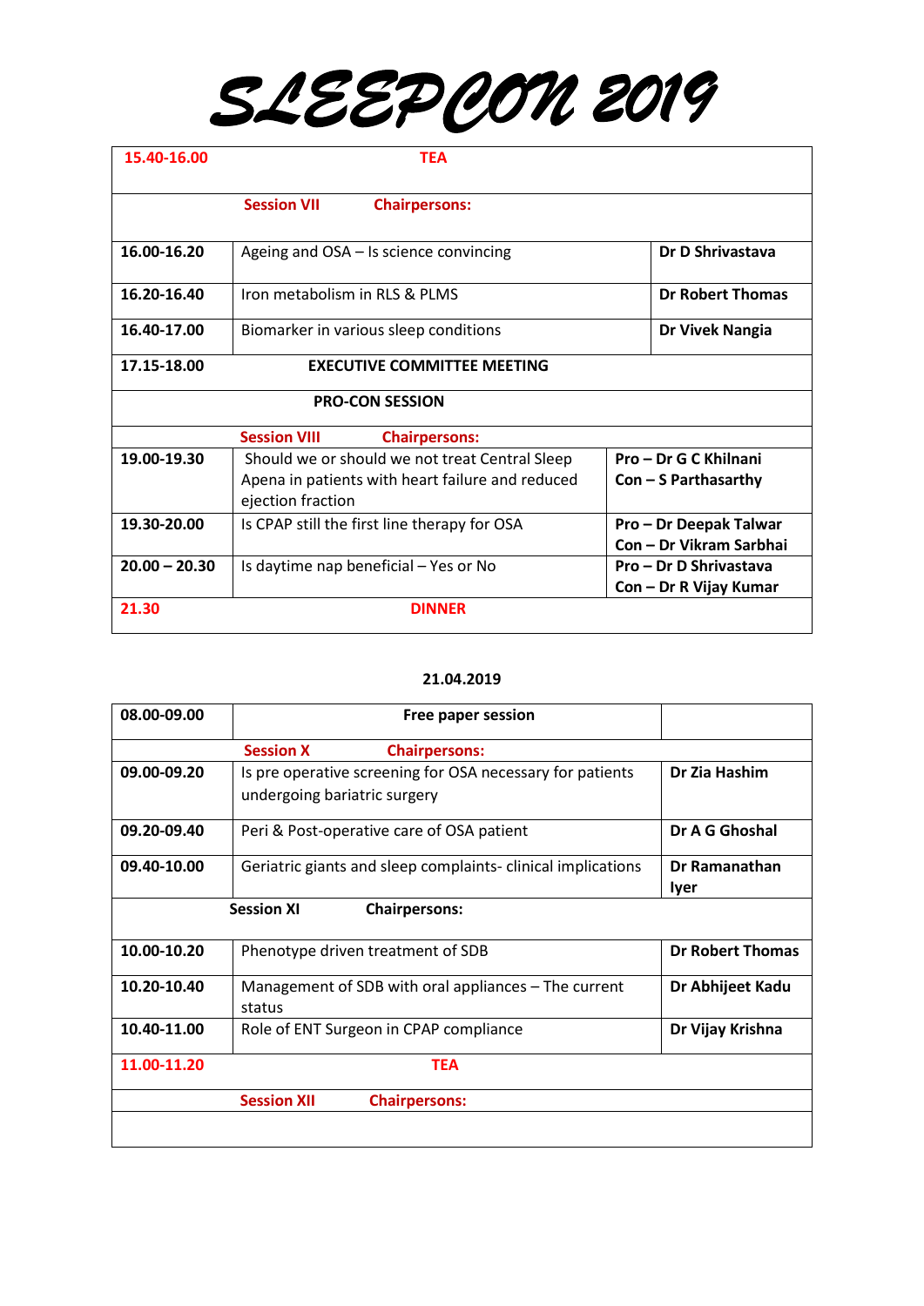# SLEEPCON 2019

| 15.40-16.00 | TEA | |
|---|---|---|
| | **Session VII** **Chairpersons:** | |
| **16.00-16.20** | Ageing and OSA – Is science convincing | **Dr D Shrivastava** |
| **16.20-16.40** | Iron metabolism in RLS & PLMS | **Dr Robert Thomas** |
| **16.40-17.00** | Biomarker in various sleep conditions | **Dr Vivek Nangia** |
| **17.15-18.00** | **EXECUTIVE COMMITTEE MEETING** | |
| | **PRO-CON SESSION** | |
| | **Session VIII** **Chairpersons:** | |
| **19.00-19.30** | Should we or should we not treat Central Sleep Apena in patients with heart failure and reduced ejection fraction | **Pro – Dr G C Khilnani**<br>**Con – S Parthasarthy** |
| **19.30-20.00** | Is CPAP still the first line therapy for OSA | **Pro – Dr Deepak Talwar**<br>**Con – Dr Vikram Sarbhai** |
| **20.00 – 20.30** | Is daytime nap beneficial – Yes or No | **Pro – Dr D Shrivastava**<br>**Con – Dr R Vijay Kumar** |
| 21.30 | DINNER | |

**21.04.2019**

| 08.00-09.00 | Free paper session | |
|---|---|---|
| | **Session X** **Chairpersons:** | |
| **09.00-09.20** | Is pre operative screening for OSA necessary for patients undergoing bariatric surgery | **Dr Zia Hashim** |
| **09.20-09.40** | Peri & Post-operative care of OSA patient | **Dr A G Ghoshal** |
| **09.40-10.00** | Geriatric giants and sleep complaints- clinical implications | **Dr Ramanathan Iyer** |
| | **Session XI** **Chairpersons:** | |
| **10.00-10.20** | Phenotype driven treatment of SDB | **Dr Robert Thomas** |
| **10.20-10.40** | Management of SDB with oral appliances – The current status | **Dr Abhijeet Kadu** |
| **10.40-11.00** | Role of ENT Surgeon in CPAP compliance | **Dr Vijay Krishna** |
| 11.00-11.20 | TEA | |
| | **Session XII** **Chairpersons:** | |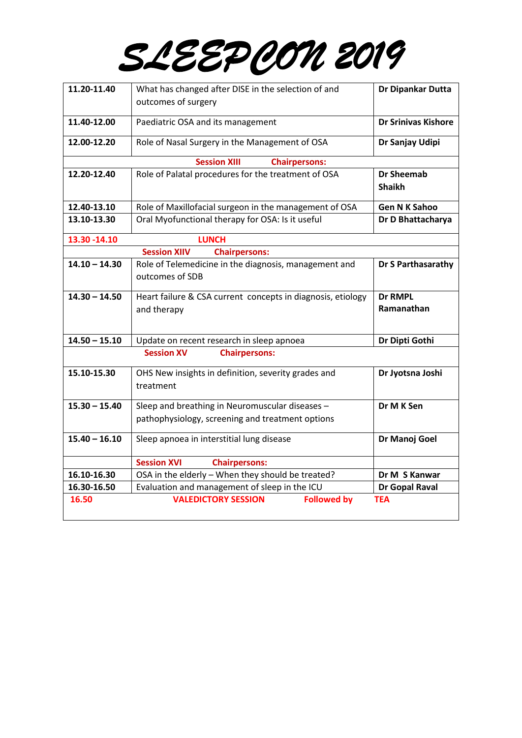# SLEEPCON 2019

| | | |
|---|---|---|
| **11.20-11.40** | What has changed after DISE in the selection of and outcomes of surgery | **Dr Dipankar Dutta** |
| **11.40-12.00** | Paediatric OSA and its management | **Dr Srinivas Kishore** |
| **12.00-12.20** | Role of Nasal Surgery in the Management of OSA | **Dr Sanjay Udipi** |
| **Session XIII Chairpersons:** | | |
| **12.20-12.40** | Role of Palatal procedures for the treatment of OSA | **Dr Sheemab Shaikh** |
| **12.40-13.10** | Role of Maxillofacial surgeon in the management of OSA | **Gen N K Sahoo** |
| **13.10-13.30** | Oral Myofunctional therapy for OSA: Is it useful | **Dr D Bhattacharya** |
| **13.30 -14.10** | **LUNCH** | |
| **Session XIIV Chairpersons:** | | |
| **14.10 – 14.30** | Role of Telemedicine in the diagnosis, management and outcomes of SDB | **Dr S Parthasarathy** |
| **14.30 – 14.50** | Heart failure & CSA current concepts in diagnosis, etiology and therapy | **Dr RMPL Ramanathan** |
| **14.50 – 15.10** | Update on recent research in sleep apnoea | **Dr Dipti Gothi** |
| **Session XV Chairpersons:** | | |
| **15.10-15.30** | OHS New insights in definition, severity grades and treatment | **Dr Jyotsna Joshi** |
| **15.30 – 15.40** | Sleep and breathing in Neuromuscular diseases – pathophysiology, screening and treatment options | **Dr M K Sen** |
| **15.40 – 16.10** | Sleep apnoea in interstitial lung disease | **Dr Manoj Goel** |
| | **Session XVI Chairpersons:** | |
| **16.10-16.30** | OSA in the elderly – When they should be treated? | **Dr M S Kanwar** |
| **16.30-16.50** | Evaluation and management of sleep in the ICU | **Dr Gopal Raval** |
| **16.50** | **VALEDICTORY SESSION Followed by** | **TEA** |